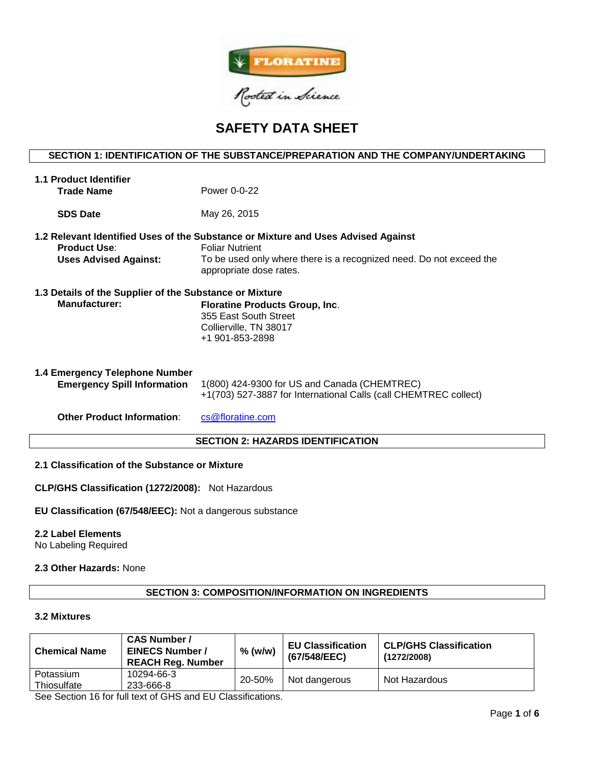# SAFETY DATA SHEET

## SECTION 1: IDENTIFICATION OF THE SUBSTANCE/PREPARATION AND THE COMPANY/UNDERTAKING

### 1.1 Product Identifier

**Trade Name** Power 0-0-22

**SDS Date** May 26, 2015

### 1.2 Relevant Identified Uses of the Substance or Mixture and Uses Advised Against

**Product Use**: Foliar Nutrient

**Uses Advised Against:** To be used only where there is a recognized need. Do not exceed the appropriate dose rates.

### 1.3 Details of the Supplier of the Substance or Mixture

**Manufacturer:** **Floratine Products Group, Inc**.
355 East South Street
Collierville, TN 38017
+1 901-853-2898

### 1.4 Emergency Telephone Number

**Emergency Spill Information** 1(800) 424-9300 for US and Canada (CHEMTREC)
+1(703) 527-3887 for International Calls (call CHEMTREC collect)

**Other Product Information**: cs@floratine.com

## SECTION 2: HAZARDS IDENTIFICATION

### 2.1 Classification of the Substance or Mixture

**CLP/GHS Classification (1272/2008):** Not Hazardous

**EU Classification (67/548/EEC):** Not a dangerous substance

### 2.2 Label Elements

No Labeling Required

**2.3 Other Hazards:** None

## SECTION 3: COMPOSITION/INFORMATION ON INGREDIENTS

### 3.2 Mixtures

| Chemical Name | CAS Number / EINECS Number / REACH Reg. Number | % (w/w) | EU Classification (67/548/EEC) | CLP/GHS Classification (1272/2008) |
|---|---|---|---|---|
| Potassium Thiosulfate | 10294-66-3 233-666-8 | 20-50% | Not dangerous | Not Hazardous |

See Section 16 for full text of GHS and EU Classifications.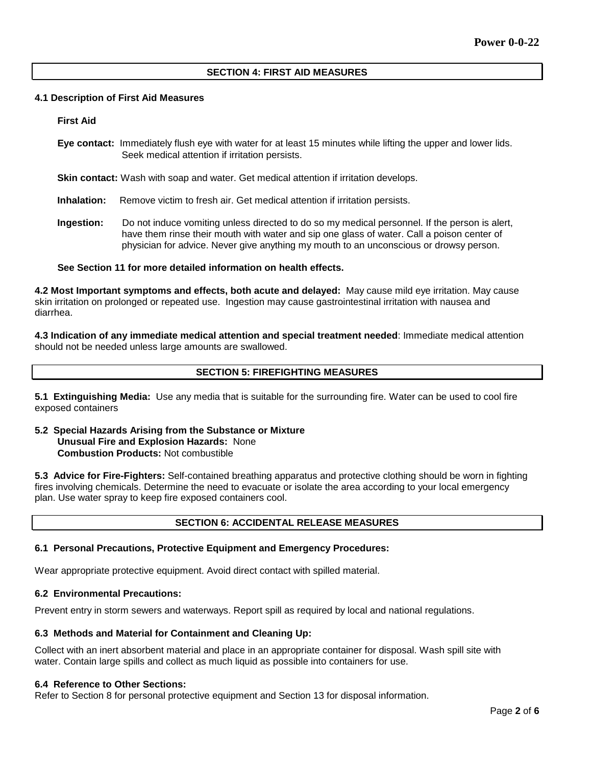## SECTION 4: FIRST AID MEASURES

### 4.1 Description of First Aid Measures

**First Aid**

**Eye contact:** Immediately flush eye with water for at least 15 minutes while lifting the upper and lower lids. Seek medical attention if irritation persists.

**Skin contact:** Wash with soap and water. Get medical attention if irritation develops.

**Inhalation:** Remove victim to fresh air. Get medical attention if irritation persists.

**Ingestion:** Do not induce vomiting unless directed to do so my medical personnel. If the person is alert, have them rinse their mouth with water and sip one glass of water. Call a poison center of physician for advice. Never give anything my mouth to an unconscious or drowsy person.

**See Section 11 for more detailed information on health effects.**

**4.2 Most Important symptoms and effects, both acute and delayed:** May cause mild eye irritation. May cause skin irritation on prolonged or repeated use. Ingestion may cause gastrointestinal irritation with nausea and diarrhea.

**4.3 Indication of any immediate medical attention and special treatment needed**: Immediate medical attention should not be needed unless large amounts are swallowed.

## SECTION 5: FIREFIGHTING MEASURES

**5.1 Extinguishing Media:** Use any media that is suitable for the surrounding fire. Water can be used to cool fire exposed containers

**5.2 Special Hazards Arising from the Substance or Mixture**
**Unusual Fire and Explosion Hazards:** None
**Combustion Products:** Not combustible

**5.3 Advice for Fire-Fighters:** Self-contained breathing apparatus and protective clothing should be worn in fighting fires involving chemicals. Determine the need to evacuate or isolate the area according to your local emergency plan. Use water spray to keep fire exposed containers cool.

## SECTION 6: ACCIDENTAL RELEASE MEASURES

### 6.1 Personal Precautions, Protective Equipment and Emergency Procedures:

Wear appropriate protective equipment. Avoid direct contact with spilled material.

### 6.2 Environmental Precautions:

Prevent entry in storm sewers and waterways. Report spill as required by local and national regulations.

### 6.3 Methods and Material for Containment and Cleaning Up:

Collect with an inert absorbent material and place in an appropriate container for disposal. Wash spill site with water. Contain large spills and collect as much liquid as possible into containers for use.

### 6.4 Reference to Other Sections:

Refer to Section 8 for personal protective equipment and Section 13 for disposal information.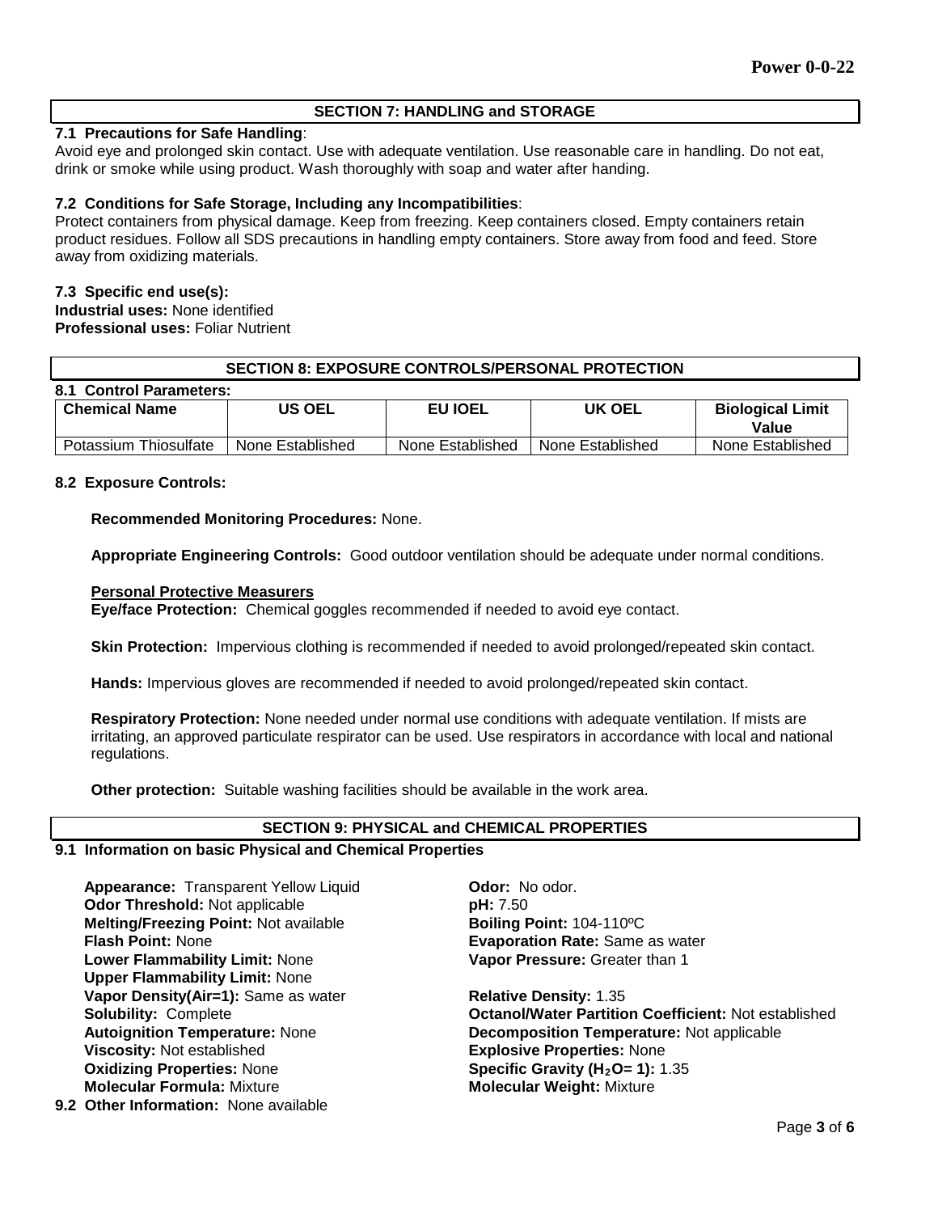## SECTION 7: HANDLING and STORAGE

**7.1 Precautions for Safe Handling**:
Avoid eye and prolonged skin contact. Use with adequate ventilation. Use reasonable care in handling. Do not eat, drink or smoke while using product. Wash thoroughly with soap and water after handing.

**7.2 Conditions for Safe Storage, Including any Incompatibilities**:
Protect containers from physical damage. Keep from freezing. Keep containers closed. Empty containers retain product residues. Follow all SDS precautions in handling empty containers. Store away from food and feed. Store away from oxidizing materials.

**7.3 Specific end use(s):**
**Industrial uses:** None identified
**Professional uses:** Foliar Nutrient

## SECTION 8: EXPOSURE CONTROLS/PERSONAL PROTECTION

**8.1 Control Parameters:**

| Chemical Name | US OEL | EU IOEL | UK OEL | Biological Limit Value |
|---|---|---|---|---|
| Potassium Thiosulfate | None Established | None Established | None Established | None Established |

**8.2 Exposure Controls:**

**Recommended Monitoring Procedures:** None.

**Appropriate Engineering Controls:** Good outdoor ventilation should be adequate under normal conditions.

**Personal Protective Measurers**
**Eye/face Protection:** Chemical goggles recommended if needed to avoid eye contact.

**Skin Protection:** Impervious clothing is recommended if needed to avoid prolonged/repeated skin contact.

**Hands:** Impervious gloves are recommended if needed to avoid prolonged/repeated skin contact.

**Respiratory Protection:** None needed under normal use conditions with adequate ventilation. If mists are irritating, an approved particulate respirator can be used. Use respirators in accordance with local and national regulations.

**Other protection:** Suitable washing facilities should be available in the work area.

## SECTION 9: PHYSICAL and CHEMICAL PROPERTIES

**9.1 Information on basic Physical and Chemical Properties**

**Appearance:** Transparent Yellow Liquid
**Odor Threshold:** Not applicable
**Melting/Freezing Point:** Not available
**Flash Point:** None
**Lower Flammability Limit:** None
**Upper Flammability Limit:** None
**Vapor Density(Air=1):** Same as water
**Solubility:** Complete
**Autoignition Temperature:** None
**Viscosity:** Not established
**Oxidizing Properties:** None
**Molecular Formula:** Mixture

**Odor:** No odor.
**pH:** 7.50
**Boiling Point:** 104-110ºC
**Evaporation Rate:** Same as water
**Vapor Pressure:** Greater than 1
**Relative Density:** 1.35
**Octanol/Water Partition Coefficient:** Not established
**Decomposition Temperature:** Not applicable
**Explosive Properties:** None
**Specific Gravity ($H_2O$= 1):** 1.35
**Molecular Weight:** Mixture

**9.2 Other Information:** None available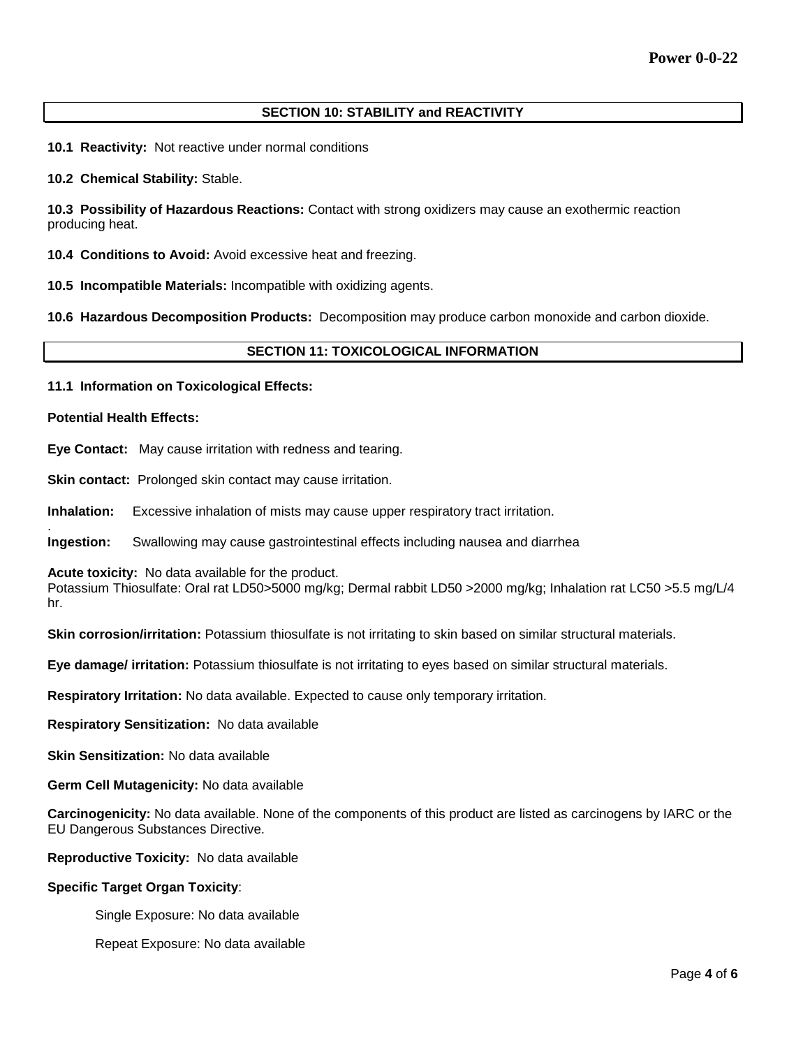## SECTION 10: STABILITY and REACTIVITY

**10.1 Reactivity:** Not reactive under normal conditions

**10.2 Chemical Stability:** Stable.

**10.3 Possibility of Hazardous Reactions:** Contact with strong oxidizers may cause an exothermic reaction producing heat.

**10.4 Conditions to Avoid:** Avoid excessive heat and freezing.

**10.5 Incompatible Materials:** Incompatible with oxidizing agents.

**10.6 Hazardous Decomposition Products:** Decomposition may produce carbon monoxide and carbon dioxide.

## SECTION 11: TOXICOLOGICAL INFORMATION

**11.1 Information on Toxicological Effects:**

**Potential Health Effects:**

**Eye Contact:** May cause irritation with redness and tearing.

**Skin contact:** Prolonged skin contact may cause irritation.

**Inhalation:** Excessive inhalation of mists may cause upper respiratory tract irritation.

**Ingestion:** Swallowing may cause gastrointestinal effects including nausea and diarrhea

**Acute toxicity:** No data available for the product.
Potassium Thiosulfate: Oral rat LD50>5000 mg/kg; Dermal rabbit LD50 >2000 mg/kg; Inhalation rat LC50 >5.5 mg/L/4 hr.

**Skin corrosion/irritation:** Potassium thiosulfate is not irritating to skin based on similar structural materials.

**Eye damage/ irritation:** Potassium thiosulfate is not irritating to eyes based on similar structural materials.

**Respiratory Irritation:** No data available. Expected to cause only temporary irritation.

**Respiratory Sensitization:** No data available

**Skin Sensitization:** No data available

**Germ Cell Mutagenicity:** No data available

**Carcinogenicity:** No data available. None of the components of this product are listed as carcinogens by IARC or the EU Dangerous Substances Directive.

**Reproductive Toxicity:** No data available

**Specific Target Organ Toxicity**:

Single Exposure: No data available

Repeat Exposure: No data available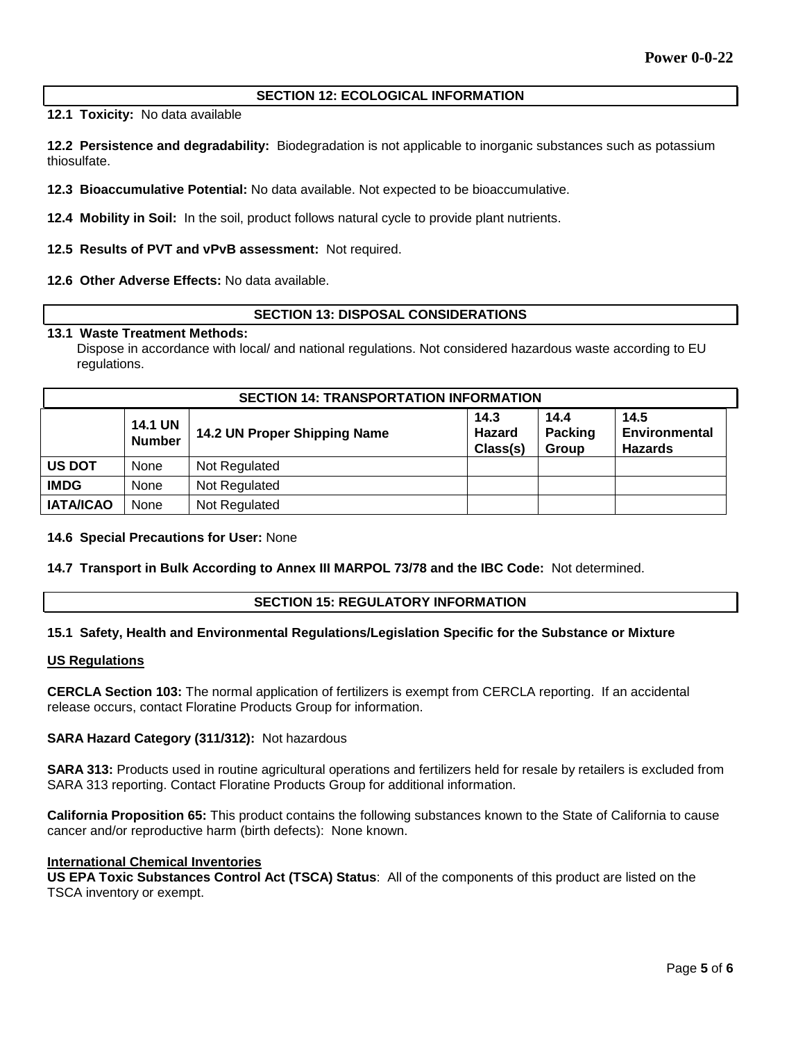## SECTION 12: ECOLOGICAL INFORMATION

**12.1 Toxicity:** No data available

**12.2 Persistence and degradability:** Biodegradation is not applicable to inorganic substances such as potassium thiosulfate.

**12.3 Bioaccumulative Potential:** No data available. Not expected to be bioaccumulative.

**12.4 Mobility in Soil:** In the soil, product follows natural cycle to provide plant nutrients.

**12.5 Results of PVT and vPvB assessment:** Not required.

**12.6 Other Adverse Effects:** No data available.

## SECTION 13: DISPOSAL CONSIDERATIONS

**13.1 Waste Treatment Methods:**

Dispose in accordance with local/ and national regulations. Not considered hazardous waste according to EU regulations.

## SECTION 14: TRANSPORTATION INFORMATION

| | 14.1 UN Number | 14.2 UN Proper Shipping Name | 14.3 Hazard Class(s) | 14.4 Packing Group | 14.5 Environmental Hazards |
|---|---|---|---|---|---|
| **US DOT** | None | Not Regulated | | | |
| **IMDG** | None | Not Regulated | | | |
| **IATA/ICAO** | None | Not Regulated | | | |

**14.6 Special Precautions for User:** None

**14.7 Transport in Bulk According to Annex III MARPOL 73/78 and the IBC Code:** Not determined.

## SECTION 15: REGULATORY INFORMATION

**15.1 Safety, Health and Environmental Regulations/Legislation Specific for the Substance or Mixture**

**US Regulations**

**CERCLA Section 103:** The normal application of fertilizers is exempt from CERCLA reporting. If an accidental release occurs, contact Floratine Products Group for information.

**SARA Hazard Category (311/312):** Not hazardous

**SARA 313:** Products used in routine agricultural operations and fertilizers held for resale by retailers is excluded from SARA 313 reporting. Contact Floratine Products Group for additional information.

**California Proposition 65:** This product contains the following substances known to the State of California to cause cancer and/or reproductive harm (birth defects): None known.

**International Chemical Inventories**

**US EPA Toxic Substances Control Act (TSCA) Status**: All of the components of this product are listed on the TSCA inventory or exempt.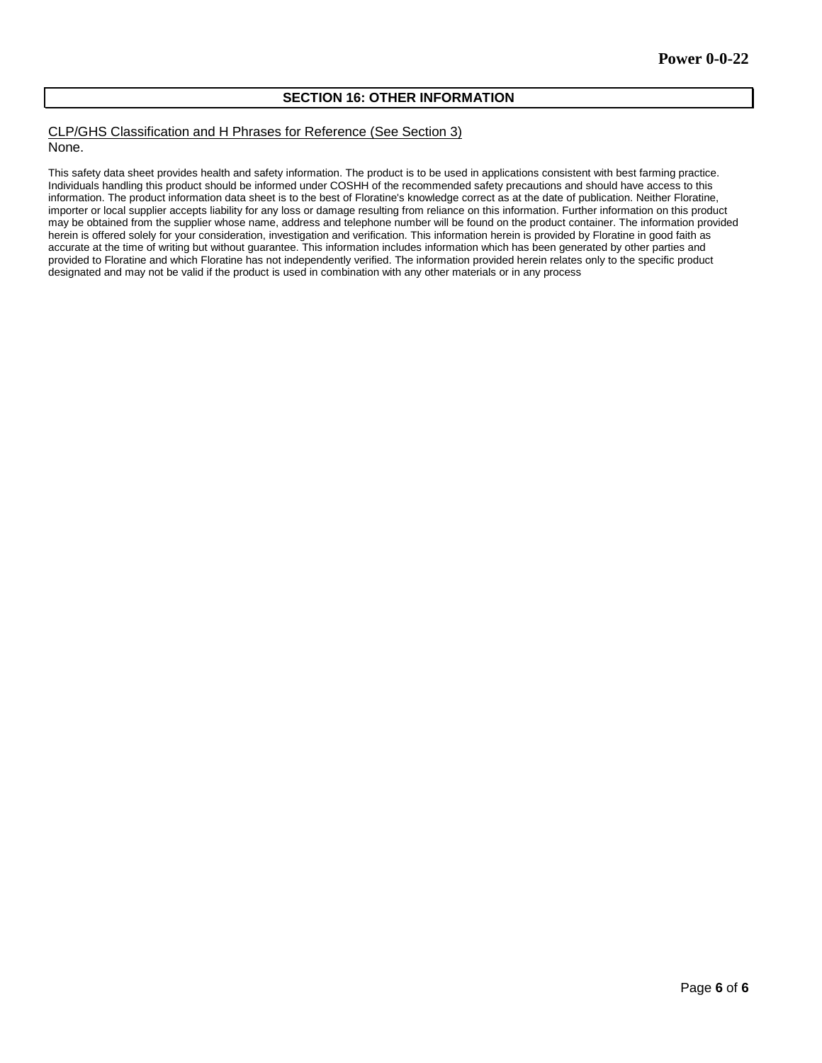## SECTION 16: OTHER INFORMATION

CLP/GHS Classification and H Phrases for Reference (See Section 3)
None.

This safety data sheet provides health and safety information. The product is to be used in applications consistent with best farming practice. Individuals handling this product should be informed under COSHH of the recommended safety precautions and should have access to this information. The product information data sheet is to the best of Floratine's knowledge correct as at the date of publication. Neither Floratine, importer or local supplier accepts liability for any loss or damage resulting from reliance on this information. Further information on this product may be obtained from the supplier whose name, address and telephone number will be found on the product container. The information provided herein is offered solely for your consideration, investigation and verification. This information herein is provided by Floratine in good faith as accurate at the time of writing but without guarantee. This information includes information which has been generated by other parties and provided to Floratine and which Floratine has not independently verified. The information provided herein relates only to the specific product designated and may not be valid if the product is used in combination with any other materials or in any process